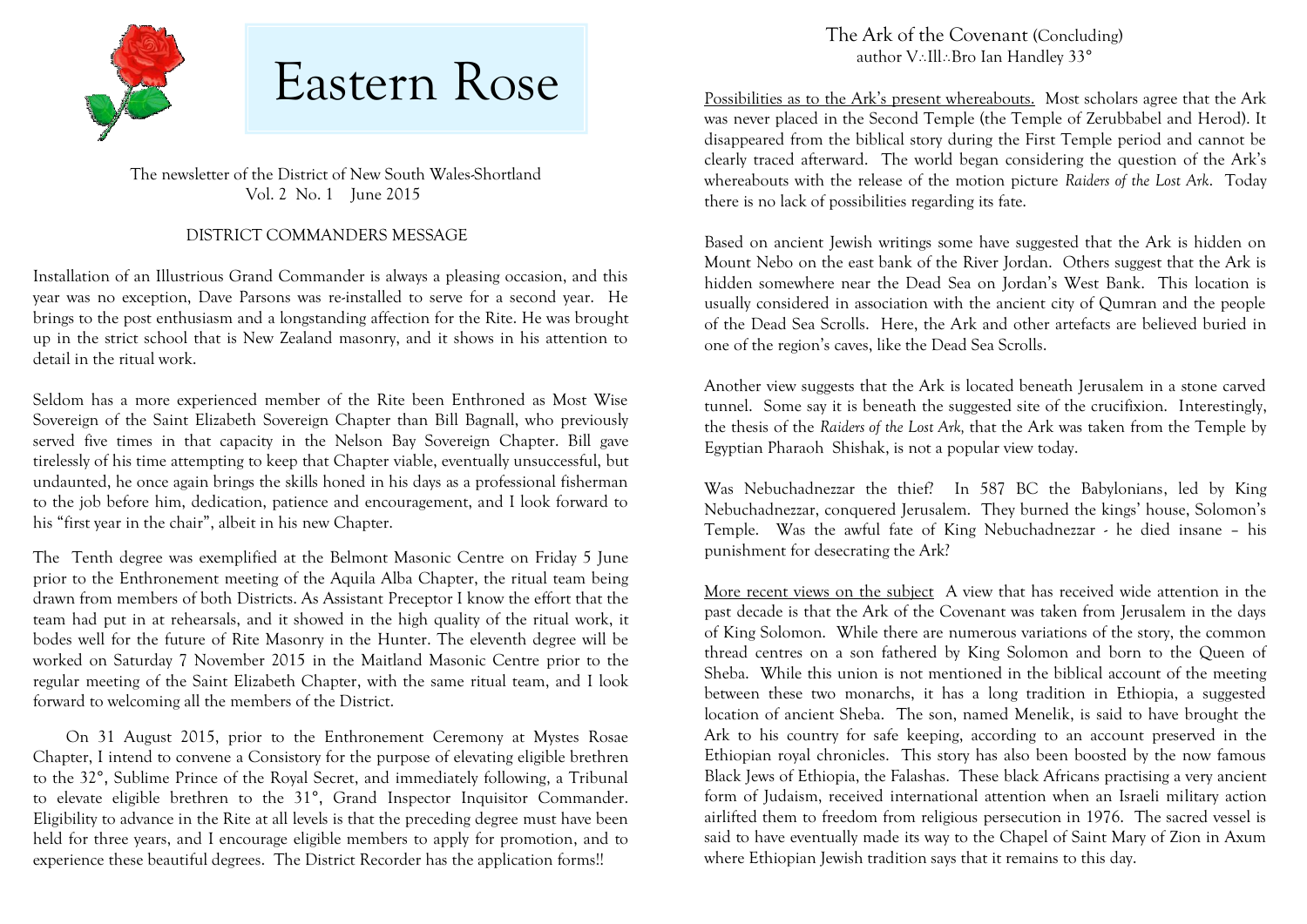# Eastern Rose

The newsletter of the District of New South Wales-Shortland
Vol. 2 No. 1 June 2015

## DISTRICT COMMANDERS MESSAGE

Installation of an Illustrious Grand Commander is always a pleasing occasion, and this year was no exception, Dave Parsons was re-installed to serve for a second year. He brings to the post enthusiasm and a longstanding affection for the Rite. He was brought up in the strict school that is New Zealand masonry, and it shows in his attention to detail in the ritual work.

Seldom has a more experienced member of the Rite been Enthroned as Most Wise Sovereign of the Saint Elizabeth Sovereign Chapter than Bill Bagnall, who previously served five times in that capacity in the Nelson Bay Sovereign Chapter. Bill gave tirelessly of his time attempting to keep that Chapter viable, eventually unsuccessful, but undaunted, he once again brings the skills honed in his days as a professional fisherman to the job before him, dedication, patience and encouragement, and I look forward to his "first year in the chair", albeit in his new Chapter.

The Tenth degree was exemplified at the Belmont Masonic Centre on Friday 5 June prior to the Enthronement meeting of the Aquila Alba Chapter, the ritual team being drawn from members of both Districts. As Assistant Preceptor I know the effort that the team had put in at rehearsals, and it showed in the high quality of the ritual work, it bodes well for the future of Rite Masonry in the Hunter. The eleventh degree will be worked on Saturday 7 November 2015 in the Maitland Masonic Centre prior to the regular meeting of the Saint Elizabeth Chapter, with the same ritual team, and I look forward to welcoming all the members of the District.

On 31 August 2015, prior to the Enthronement Ceremony at Mystes Rosae Chapter, I intend to convene a Consistory for the purpose of elevating eligible brethren to the 32°, Sublime Prince of the Royal Secret, and immediately following, a Tribunal to elevate eligible brethren to the 31°, Grand Inspector Inquisitor Commander. Eligibility to advance in the Rite at all levels is that the preceding degree must have been held for three years, and I encourage eligible members to apply for promotion, and to experience these beautiful degrees. The District Recorder has the application forms!!

## The Ark of the Covenant (Concluding)

author V∴Ill∴Bro Ian Handley 33°

Possibilities as to the Ark's present whereabouts. Most scholars agree that the Ark was never placed in the Second Temple (the Temple of Zerubbabel and Herod). It disappeared from the biblical story during the First Temple period and cannot be clearly traced afterward. The world began considering the question of the Ark's whereabouts with the release of the motion picture *Raiders of the Lost Ark*. Today there is no lack of possibilities regarding its fate.

Based on ancient Jewish writings some have suggested that the Ark is hidden on Mount Nebo on the east bank of the River Jordan. Others suggest that the Ark is hidden somewhere near the Dead Sea on Jordan's West Bank. This location is usually considered in association with the ancient city of Qumran and the people of the Dead Sea Scrolls. Here, the Ark and other artefacts are believed buried in one of the region's caves, like the Dead Sea Scrolls.

Another view suggests that the Ark is located beneath Jerusalem in a stone carved tunnel. Some say it is beneath the suggested site of the crucifixion. Interestingly, the thesis of the *Raiders of the Lost Ark*, that the Ark was taken from the Temple by Egyptian Pharaoh Shishak, is not a popular view today.

Was Nebuchadnezzar the thief? In 587 BC the Babylonians, led by King Nebuchadnezzar, conquered Jerusalem. They burned the kings' house, Solomon's Temple. Was the awful fate of King Nebuchadnezzar - he died insane – his punishment for desecrating the Ark?

More recent views on the subject A view that has received wide attention in the past decade is that the Ark of the Covenant was taken from Jerusalem in the days of King Solomon. While there are numerous variations of the story, the common thread centres on a son fathered by King Solomon and born to the Queen of Sheba. While this union is not mentioned in the biblical account of the meeting between these two monarchs, it has a long tradition in Ethiopia, a suggested location of ancient Sheba. The son, named Menelik, is said to have brought the Ark to his country for safe keeping, according to an account preserved in the Ethiopian royal chronicles. This story has also been boosted by the now famous Black Jews of Ethiopia, the Falashas. These black Africans practising a very ancient form of Judaism, received international attention when an Israeli military action airlifted them to freedom from religious persecution in 1976. The sacred vessel is said to have eventually made its way to the Chapel of Saint Mary of Zion in Axum where Ethiopian Jewish tradition says that it remains to this day.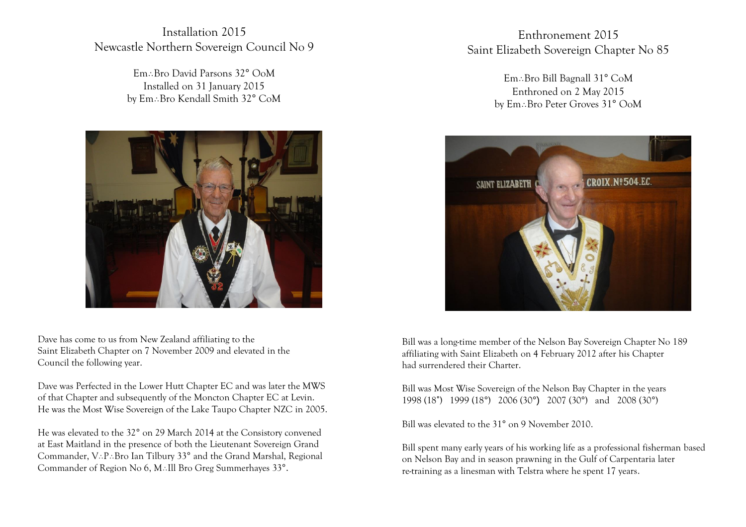## Installation 2015
## Newcastle Northern Sovereign Council No 9

Em∴Bro David Parsons 32° OoM
Installed on 31 January 2015
by Em∴Bro Kendall Smith 32° CoM

Dave has come to us from New Zealand affiliating to the Saint Elizabeth Chapter on 7 November 2009 and elevated in the Council the following year.

Dave was Perfected in the Lower Hutt Chapter EC and was later the MWS of that Chapter and subsequently of the Moncton Chapter EC at Levin. He was the Most Wise Sovereign of the Lake Taupo Chapter NZC in 2005.

He was elevated to the 32° on 29 March 2014 at the Consistory convened at East Maitland in the presence of both the Lieutenant Sovereign Grand Commander, V∴P∴Bro Ian Tilbury 33° and the Grand Marshal, Regional Commander of Region No 6, M∴Ill Bro Greg Summerhayes 33°.

## Enthronement 2015
## Saint Elizabeth Sovereign Chapter No 85

Em∴Bro Bill Bagnall 31° CoM
Enthroned on 2 May 2015
by Em∴Bro Peter Groves 31° OoM

Bill was a long-time member of the Nelson Bay Sovereign Chapter No 189 affiliating with Saint Elizabeth on 4 February 2012 after his Chapter had surrendered their Charter.

Bill was Most Wise Sovereign of the Nelson Bay Chapter in the years 1998 (18°) 1999 (18°) 2006 (30°) 2007 (30°) and 2008 (30°)

Bill was elevated to the 31° on 9 November 2010.

Bill spent many early years of his working life as a professional fisherman based on Nelson Bay and in season prawning in the Gulf of Carpentaria later re-training as a linesman with Telstra where he spent 17 years.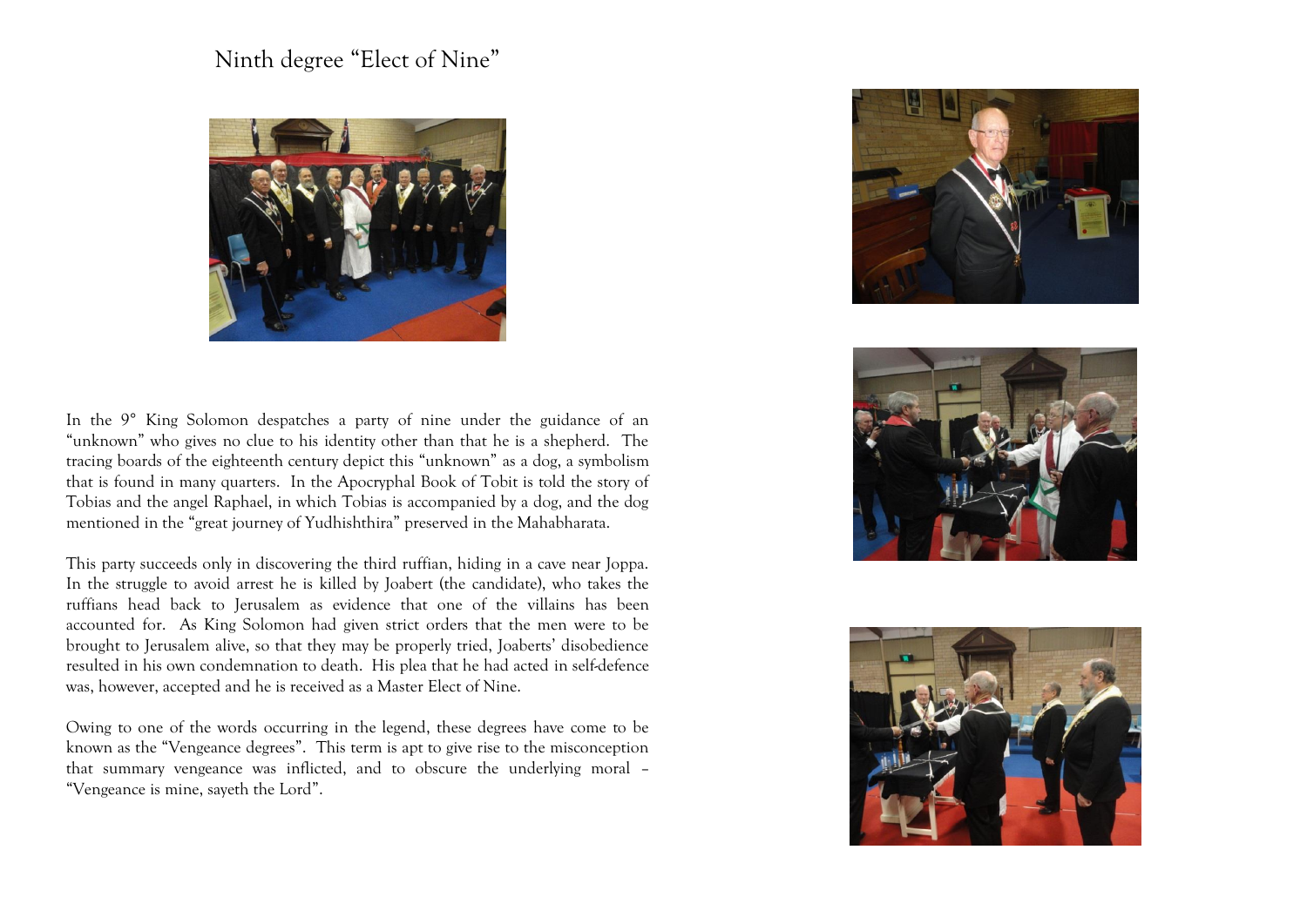# Ninth degree "Elect of Nine"

In the 9° King Solomon despatches a party of nine under the guidance of an "unknown" who gives no clue to his identity other than that he is a shepherd. The tracing boards of the eighteenth century depict this "unknown" as a dog, a symbolism that is found in many quarters. In the Apocryphal Book of Tobit is told the story of Tobias and the angel Raphael, in which Tobias is accompanied by a dog, and the dog mentioned in the "great journey of Yudhishthira" preserved in the Mahabharata.

This party succeeds only in discovering the third ruffian, hiding in a cave near Joppa. In the struggle to avoid arrest he is killed by Joabert (the candidate), who takes the ruffians head back to Jerusalem as evidence that one of the villains has been accounted for. As King Solomon had given strict orders that the men were to be brought to Jerusalem alive, so that they may be properly tried, Joaberts' disobedience resulted in his own condemnation to death. His plea that he had acted in self-defence was, however, accepted and he is received as a Master Elect of Nine.

Owing to one of the words occurring in the legend, these degrees have come to be known as the "Vengeance degrees". This term is apt to give rise to the misconception that summary vengeance was inflicted, and to obscure the underlying moral – "Vengeance is mine, sayeth the Lord".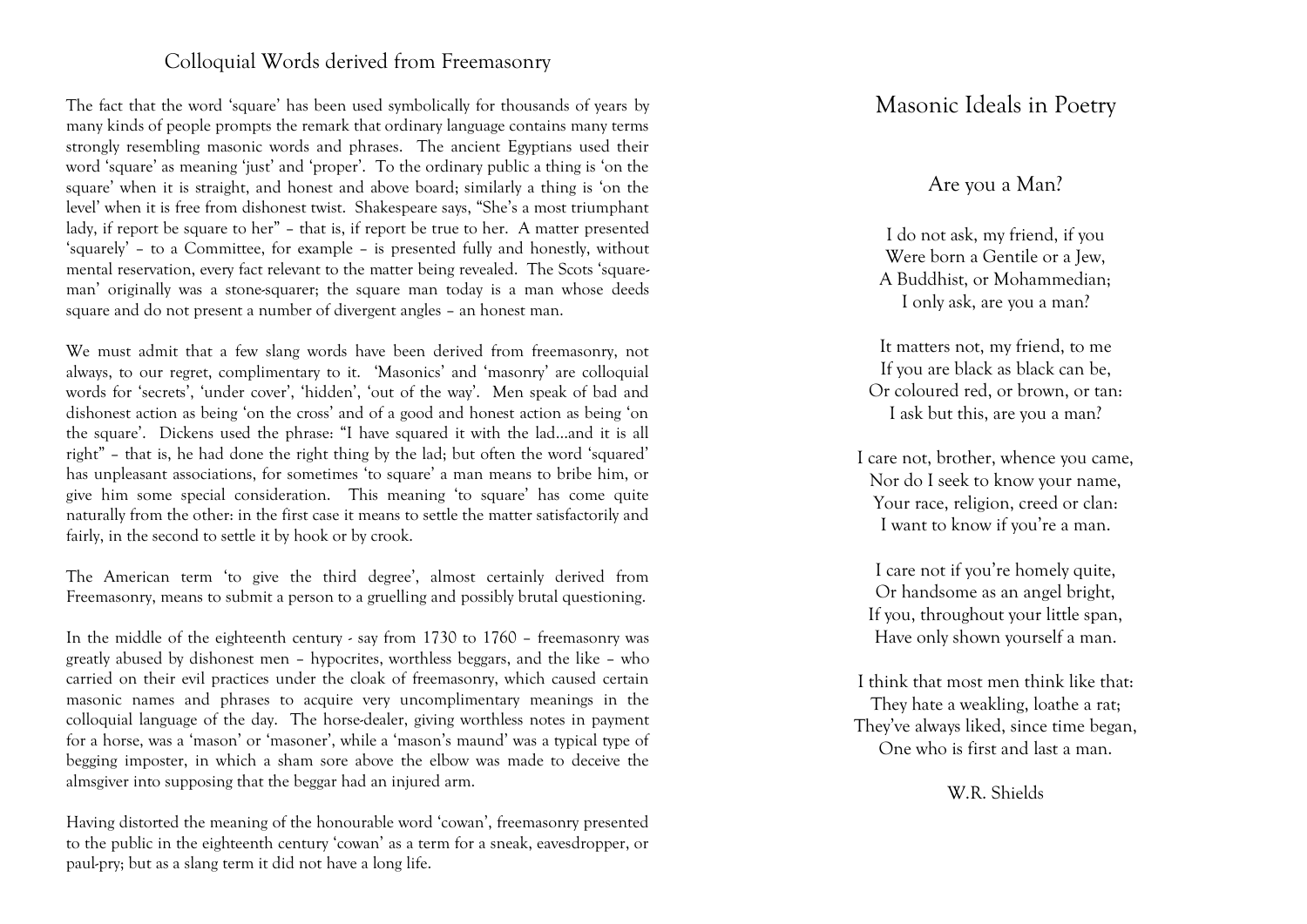## Colloquial Words derived from Freemasonry

The fact that the word 'square' has been used symbolically for thousands of years by many kinds of people prompts the remark that ordinary language contains many terms strongly resembling masonic words and phrases. The ancient Egyptians used their word 'square' as meaning 'just' and 'proper'. To the ordinary public a thing is 'on the square' when it is straight, and honest and above board; similarly a thing is 'on the level' when it is free from dishonest twist. Shakespeare says, "She's a most triumphant lady, if report be square to her" – that is, if report be true to her. A matter presented 'squarely' – to a Committee, for example – is presented fully and honestly, without mental reservation, every fact relevant to the matter being revealed. The Scots 'square-man' originally was a stone-squarer; the square man today is a man whose deeds square and do not present a number of divergent angles – an honest man.

We must admit that a few slang words have been derived from freemasonry, not always, to our regret, complimentary to it. 'Masonics' and 'masonry' are colloquial words for 'secrets', 'under cover', 'hidden', 'out of the way'. Men speak of bad and dishonest action as being 'on the cross' and of a good and honest action as being 'on the square'. Dickens used the phrase: "I have squared it with the lad…and it is all right" – that is, he had done the right thing by the lad; but often the word 'squared' has unpleasant associations, for sometimes 'to square' a man means to bribe him, or give him some special consideration. This meaning 'to square' has come quite naturally from the other: in the first case it means to settle the matter satisfactorily and fairly, in the second to settle it by hook or by crook.

The American term 'to give the third degree', almost certainly derived from Freemasonry, means to submit a person to a gruelling and possibly brutal questioning.

In the middle of the eighteenth century - say from 1730 to 1760 – freemasonry was greatly abused by dishonest men – hypocrites, worthless beggars, and the like – who carried on their evil practices under the cloak of freemasonry, which caused certain masonic names and phrases to acquire very uncomplimentary meanings in the colloquial language of the day. The horse-dealer, giving worthless notes in payment for a horse, was a 'mason' or 'masoner', while a 'mason's maund' was a typical type of begging imposter, in which a sham sore above the elbow was made to deceive the almsgiver into supposing that the beggar had an injured arm.

Having distorted the meaning of the honourable word 'cowan', freemasonry presented to the public in the eighteenth century 'cowan' as a term for a sneak, eavesdropper, or paul-pry; but as a slang term it did not have a long life.

## Masonic Ideals in Poetry

### Are you a Man?

I do not ask, my friend, if you  
Were born a Gentile or a Jew,  
A Buddhist, or Mohammedian;  
I only ask, are you a man?

It matters not, my friend, to me  
If you are black as black can be,  
Or coloured red, or brown, or tan:  
I ask but this, are you a man?

I care not, brother, whence you came,  
Nor do I seek to know your name,  
Your race, religion, creed or clan:  
I want to know if you're a man.

I care not if you're homely quite,  
Or handsome as an angel bright,  
If you, throughout your little span,  
Have only shown yourself a man.

I think that most men think like that:  
They hate a weakling, loathe a rat;  
They've always liked, since time began,  
One who is first and last a man.

W.R. Shields